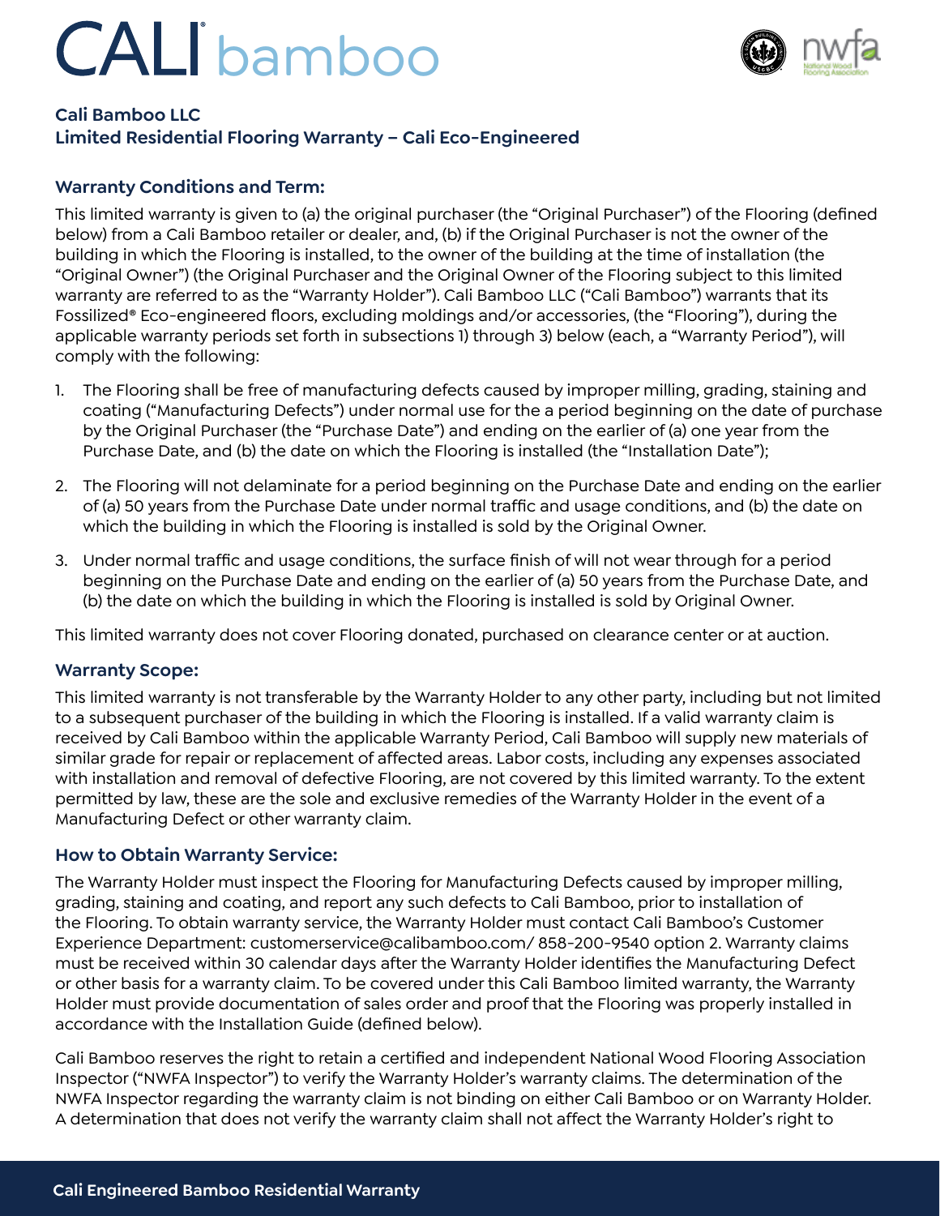# CALI bamboo

**Cali Bamboo LLC**
**Limited Residential Flooring Warranty – Cali Eco-Engineered**

## Warranty Conditions and Term:

This limited warranty is given to (a) the original purchaser (the "Original Purchaser") of the Flooring (defined below) from a Cali Bamboo retailer or dealer, and, (b) if the Original Purchaser is not the owner of the building in which the Flooring is installed, to the owner of the building at the time of installation (the "Original Owner") (the Original Purchaser and the Original Owner of the Flooring subject to this limited warranty are referred to as the "Warranty Holder"). Cali Bamboo LLC ("Cali Bamboo") warrants that its Fossilized® Eco-engineered floors, excluding moldings and/or accessories, (the "Flooring"), during the applicable warranty periods set forth in subsections 1) through 3) below (each, a "Warranty Period"), will comply with the following:

1. The Flooring shall be free of manufacturing defects caused by improper milling, grading, staining and coating ("Manufacturing Defects") under normal use for the a period beginning on the date of purchase by the Original Purchaser (the "Purchase Date") and ending on the earlier of (a) one year from the Purchase Date, and (b) the date on which the Flooring is installed (the "Installation Date");
2. The Flooring will not delaminate for a period beginning on the Purchase Date and ending on the earlier of (a) 50 years from the Purchase Date under normal traffic and usage conditions, and (b) the date on which the building in which the Flooring is installed is sold by the Original Owner.
3. Under normal traffic and usage conditions, the surface finish of will not wear through for a period beginning on the Purchase Date and ending on the earlier of (a) 50 years from the Purchase Date, and (b) the date on which the building in which the Flooring is installed is sold by Original Owner.

This limited warranty does not cover Flooring donated, purchased on clearance center or at auction.

## Warranty Scope:

This limited warranty is not transferable by the Warranty Holder to any other party, including but not limited to a subsequent purchaser of the building in which the Flooring is installed. If a valid warranty claim is received by Cali Bamboo within the applicable Warranty Period, Cali Bamboo will supply new materials of similar grade for repair or replacement of affected areas. Labor costs, including any expenses associated with installation and removal of defective Flooring, are not covered by this limited warranty. To the extent permitted by law, these are the sole and exclusive remedies of the Warranty Holder in the event of a Manufacturing Defect or other warranty claim.

## How to Obtain Warranty Service:

The Warranty Holder must inspect the Flooring for Manufacturing Defects caused by improper milling, grading, staining and coating, and report any such defects to Cali Bamboo, prior to installation of the Flooring. To obtain warranty service, the Warranty Holder must contact Cali Bamboo's Customer Experience Department: customerservice@calibamboo.com/ 858-200-9540 option 2. Warranty claims must be received within 30 calendar days after the Warranty Holder identifies the Manufacturing Defect or other basis for a warranty claim. To be covered under this Cali Bamboo limited warranty, the Warranty Holder must provide documentation of sales order and proof that the Flooring was properly installed in accordance with the Installation Guide (defined below).

Cali Bamboo reserves the right to retain a certified and independent National Wood Flooring Association Inspector ("NWFA Inspector") to verify the Warranty Holder's warranty claims. The determination of the NWFA Inspector regarding the warranty claim is not binding on either Cali Bamboo or on Warranty Holder. A determination that does not verify the warranty claim shall not affect the Warranty Holder's right to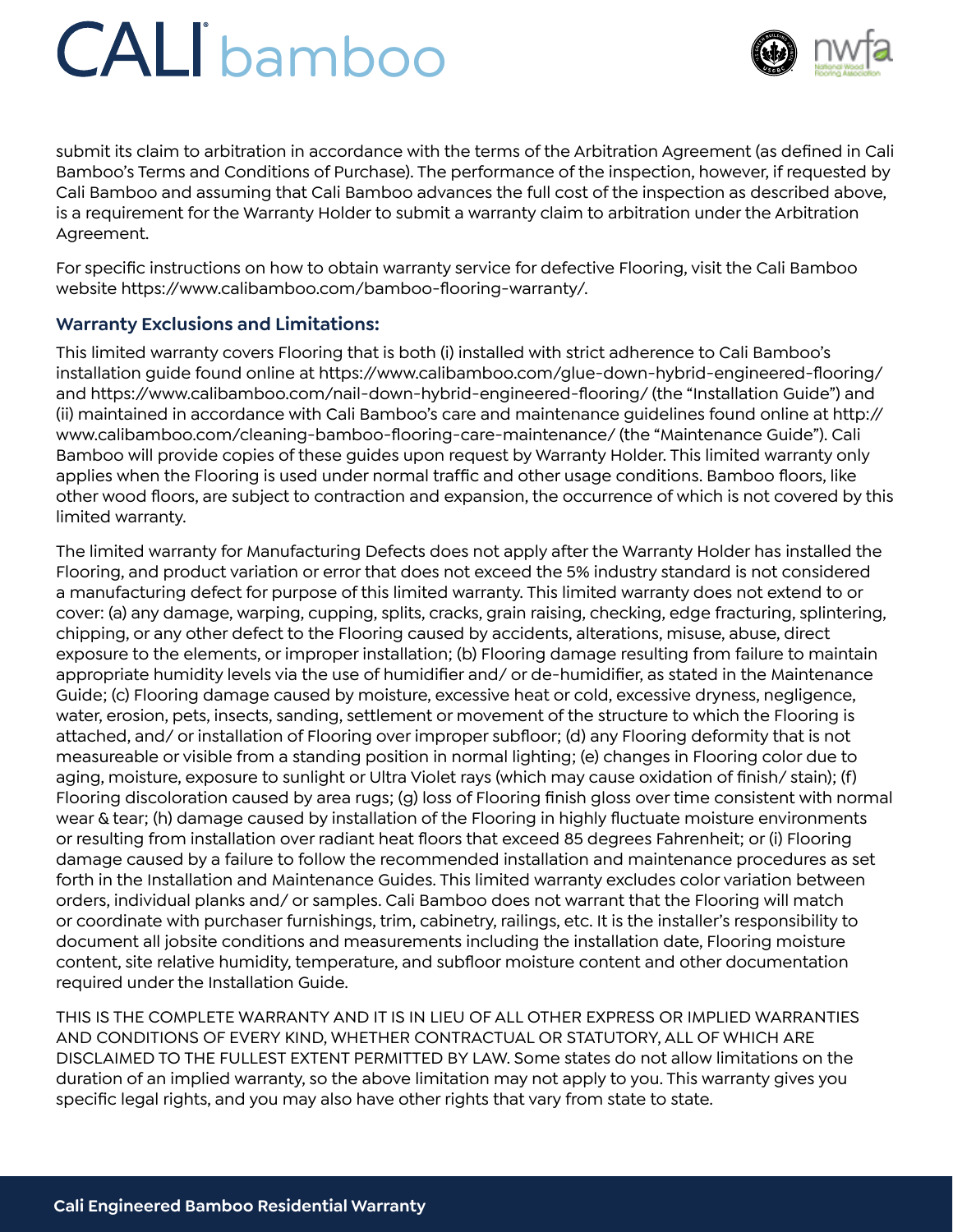submit its claim to arbitration in accordance with the terms of the Arbitration Agreement (as defined in Cali Bamboo's Terms and Conditions of Purchase). The performance of the inspection, however, if requested by Cali Bamboo and assuming that Cali Bamboo advances the full cost of the inspection as described above, is a requirement for the Warranty Holder to submit a warranty claim to arbitration under the Arbitration Agreement.

For specific instructions on how to obtain warranty service for defective Flooring, visit the Cali Bamboo website https://www.calibamboo.com/bamboo-flooring-warranty/.

### Warranty Exclusions and Limitations:

This limited warranty covers Flooring that is both (i) installed with strict adherence to Cali Bamboo's installation guide found online at https://www.calibamboo.com/glue-down-hybrid-engineered-flooring/ and https://www.calibamboo.com/nail-down-hybrid-engineered-flooring/ (the "Installation Guide") and (ii) maintained in accordance with Cali Bamboo's care and maintenance guidelines found online at http://www.calibamboo.com/cleaning-bamboo-flooring-care-maintenance/ (the "Maintenance Guide"). Cali Bamboo will provide copies of these guides upon request by Warranty Holder. This limited warranty only applies when the Flooring is used under normal traffic and other usage conditions. Bamboo floors, like other wood floors, are subject to contraction and expansion, the occurrence of which is not covered by this limited warranty.

The limited warranty for Manufacturing Defects does not apply after the Warranty Holder has installed the Flooring, and product variation or error that does not exceed the 5% industry standard is not considered a manufacturing defect for purpose of this limited warranty. This limited warranty does not extend to or cover: (a) any damage, warping, cupping, splits, cracks, grain raising, checking, edge fracturing, splintering, chipping, or any other defect to the Flooring caused by accidents, alterations, misuse, abuse, direct exposure to the elements, or improper installation; (b) Flooring damage resulting from failure to maintain appropriate humidity levels via the use of humidifier and/ or de-humidifier, as stated in the Maintenance Guide; (c) Flooring damage caused by moisture, excessive heat or cold, excessive dryness, negligence, water, erosion, pets, insects, sanding, settlement or movement of the structure to which the Flooring is attached, and/ or installation of Flooring over improper subfloor; (d) any Flooring deformity that is not measureable or visible from a standing position in normal lighting; (e) changes in Flooring color due to aging, moisture, exposure to sunlight or Ultra Violet rays (which may cause oxidation of finish/ stain); (f) Flooring discoloration caused by area rugs; (g) loss of Flooring finish gloss over time consistent with normal wear & tear; (h) damage caused by installation of the Flooring in highly fluctuate moisture environments or resulting from installation over radiant heat floors that exceed 85 degrees Fahrenheit; or (i) Flooring damage caused by a failure to follow the recommended installation and maintenance procedures as set forth in the Installation and Maintenance Guides. This limited warranty excludes color variation between orders, individual planks and/ or samples. Cali Bamboo does not warrant that the Flooring will match or coordinate with purchaser furnishings, trim, cabinetry, railings, etc. It is the installer's responsibility to document all jobsite conditions and measurements including the installation date, Flooring moisture content, site relative humidity, temperature, and subfloor moisture content and other documentation required under the Installation Guide.

THIS IS THE COMPLETE WARRANTY AND IT IS IN LIEU OF ALL OTHER EXPRESS OR IMPLIED WARRANTIES AND CONDITIONS OF EVERY KIND, WHETHER CONTRACTUAL OR STATUTORY, ALL OF WHICH ARE DISCLAIMED TO THE FULLEST EXTENT PERMITTED BY LAW. Some states do not allow limitations on the duration of an implied warranty, so the above limitation may not apply to you. This warranty gives you specific legal rights, and you may also have other rights that vary from state to state.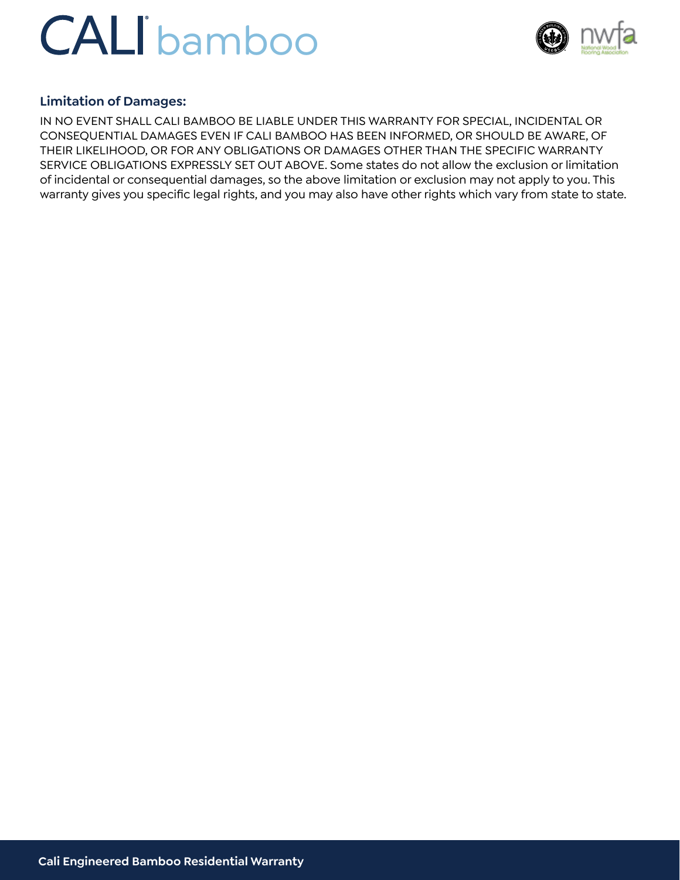### Limitation of Damages:

IN NO EVENT SHALL CALI BAMBOO BE LIABLE UNDER THIS WARRANTY FOR SPECIAL, INCIDENTAL OR CONSEQUENTIAL DAMAGES EVEN IF CALI BAMBOO HAS BEEN INFORMED, OR SHOULD BE AWARE, OF THEIR LIKELIHOOD, OR FOR ANY OBLIGATIONS OR DAMAGES OTHER THAN THE SPECIFIC WARRANTY SERVICE OBLIGATIONS EXPRESSLY SET OUT ABOVE. Some states do not allow the exclusion or limitation of incidental or consequential damages, so the above limitation or exclusion may not apply to you. This warranty gives you specific legal rights, and you may also have other rights which vary from state to state.